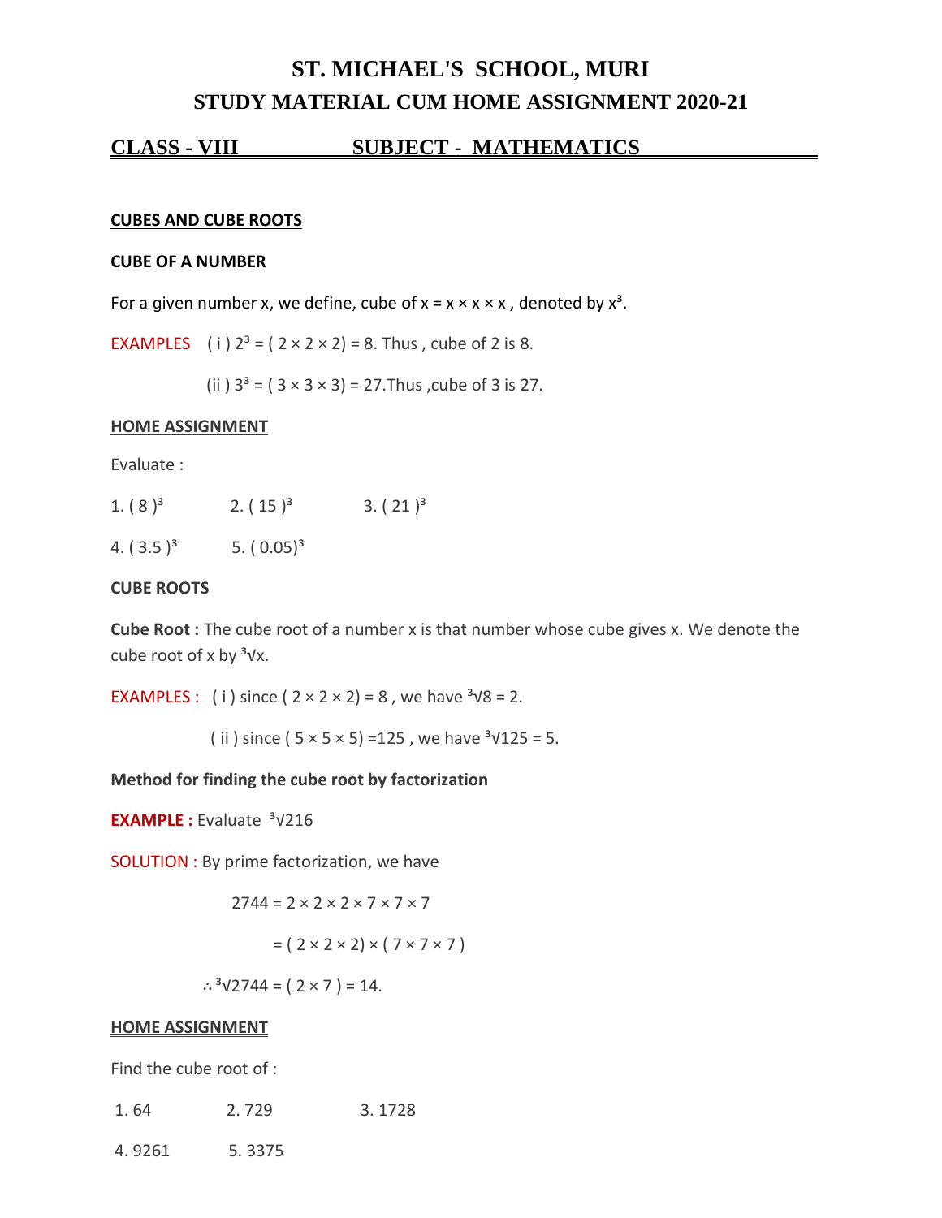# ST. MICHAEL'S SCHOOL, MURI

## STUDY MATERIAL CUM HOME ASSIGNMENT 2020-21

**CLASS - VIII SUBJECT - MATHEMATICS**

**CUBES AND CUBE ROOTS**

**CUBE OF A NUMBER**

For a given number x, we define, cube of $x = x \times x \times x$ , denoted by $x^3$.

EXAMPLES ( i ) $2^3 = ( 2 \times 2 \times 2) = 8$. Thus , cube of 2 is 8.

(ii ) $3^3 = ( 3 \times 3 \times 3) = 27$.Thus ,cube of 3 is 27.

**HOME ASSIGNMENT**

Evaluate :

1. $( 8 )^3$ 2. $( 15 )^3$ 3. $( 21 )^3$

4. $( 3.5 )^3$ 5. $( 0.05)^3$

**CUBE ROOTS**

**Cube Root :** The cube root of a number x is that number whose cube gives x. We denote the cube root of x by $\sqrt[3]{x}$.

EXAMPLES : ( i ) since $( 2 \times 2 \times 2) = 8$ , we have $\sqrt[3]{8} = 2$.

( ii ) since $( 5 \times 5 \times 5) =125$ , we have $\sqrt[3]{125} = 5$.

**Method for finding the cube root by factorization**

**EXAMPLE :** Evaluate $\sqrt[3]{216}$

SOLUTION : By prime factorization, we have

$2744 = 2 \times 2 \times 2 \times 7 \times 7 \times 7$

$= ( 2 \times 2 \times 2) \times ( 7 \times 7 \times 7 )$

$\therefore \sqrt[3]{2744} = ( 2 \times 7 ) = 14$.

**HOME ASSIGNMENT**

Find the cube root of :

1. 64 2. 729 3. 1728

4. 9261 5. 3375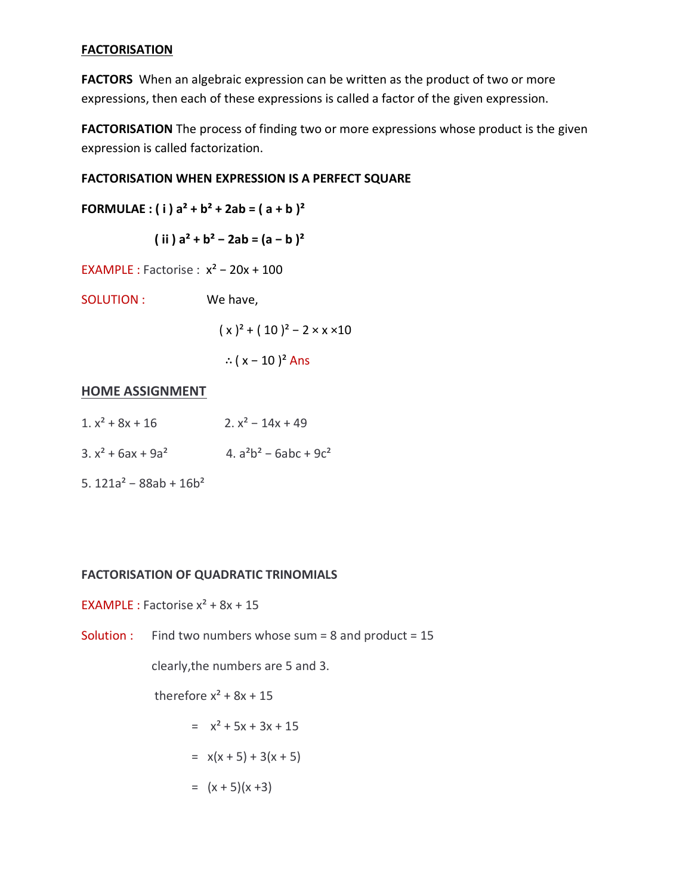## FACTORISATION

**FACTORS** When an algebraic expression can be written as the product of two or more expressions, then each of these expressions is called a factor of the given expression.

**FACTORISATION** The process of finding two or more expressions whose product is the given expression is called factorization.

**FACTORISATION WHEN EXPRESSION IS A PERFECT SQUARE**

**FORMULAE : ( i )** $a^2 + b^2 + 2ab = (a + b)^2$

**( ii )** $a^2 + b^2 - 2ab = (a - b)^2$

EXAMPLE : Factorise : $x^2 - 20x + 100$

SOLUTION : We have,

$$(x)^2 + (10)^2 - 2 \times x \times 10$$

$$\therefore (x - 10)^2 \text{ Ans}$$

## HOME ASSIGNMENT

1. $x^2 + 8x + 16$
2. $x^2 - 14x + 49$
3. $x^2 + 6ax + 9a^2$
4. $a^2b^2 - 6abc + 9c^2$
5. $121a^2 - 88ab + 16b^2$

**FACTORISATION OF QUADRATIC TRINOMIALS**

EXAMPLE : Factorise $x^2 + 8x + 15$

Solution : Find two numbers whose sum = 8 and product = 15

clearly,the numbers are 5 and 3.

therefore $x^2 + 8x + 15$

$= x^2 + 5x + 3x + 15$

$= x(x + 5) + 3(x + 5)$

$= (x + 5)(x + 3)$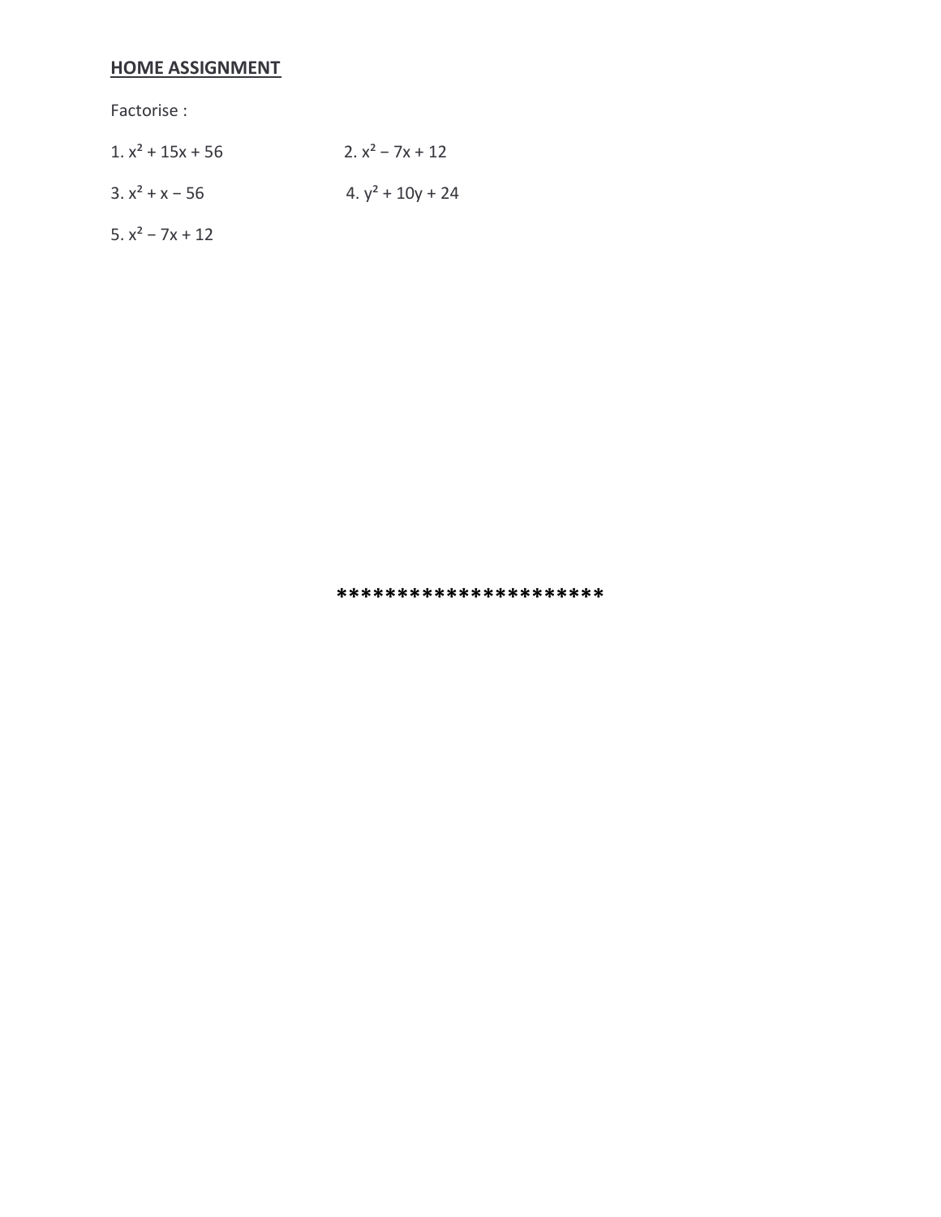## **HOME ASSIGNMENT**

Factorise :

1. $x^2 + 15x + 56$
2. $x^2 - 7x + 12$
3. $x^2 + x - 56$
4. $y^2 + 10y + 24$
5. $x^2 - 7x + 12$

*********************